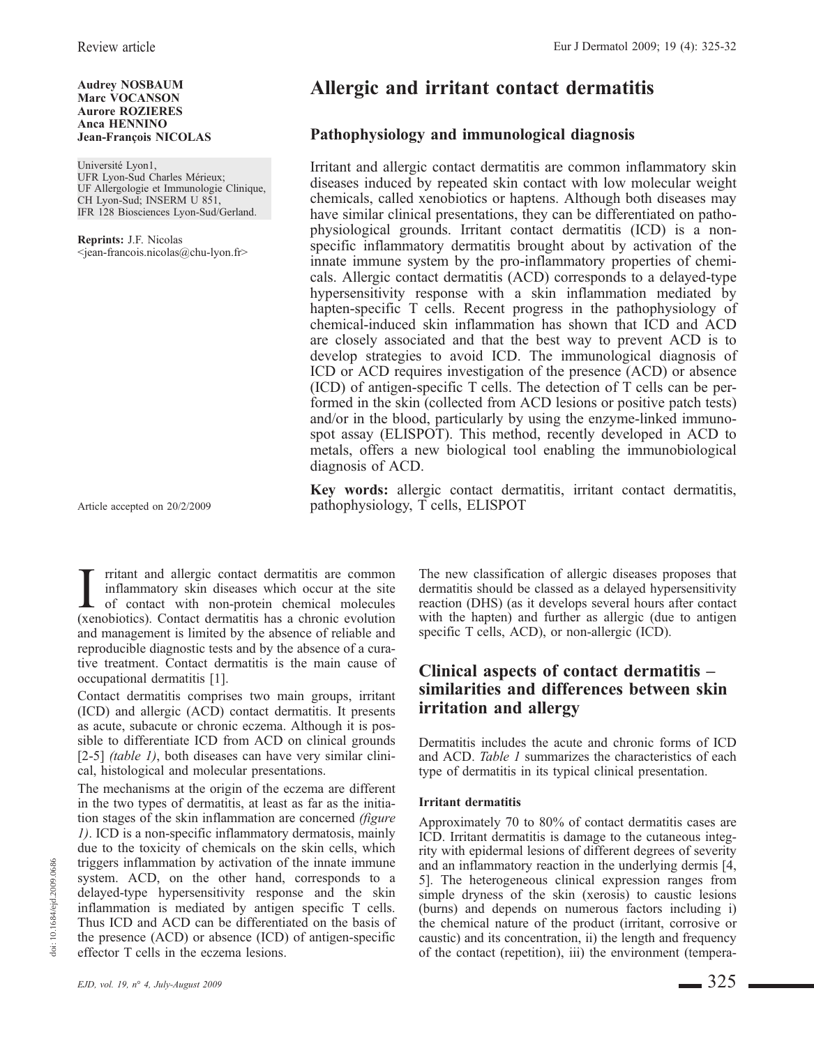Review article

**Audrey NOSBAUM**
**Marc VOCANSON**
**Aurore ROZIERES**
**Anca HENNINO**
**Jean-François NICOLAS**

Université Lyon1,
UFR Lyon-Sud Charles Mérieux;
UF Allergologie et Immunologie Clinique,
CH Lyon-Sud; INSERM U 851,
IFR 128 Biosciences Lyon-Sud/Gerland.

**Reprints:** J.F. Nicolas
<jean-francois.nicolas@chu-lyon.fr>

Article accepted on 20/2/2009

# Allergic and irritant contact dermatitis

## Pathophysiology and immunological diagnosis

Irritant and allergic contact dermatitis are common inflammatory skin diseases induced by repeated skin contact with low molecular weight chemicals, called xenobiotics or haptens. Although both diseases may have similar clinical presentations, they can be differentiated on pathophysiological grounds. Irritant contact dermatitis (ICD) is a non-specific inflammatory dermatitis brought about by activation of the innate immune system by the pro-inflammatory properties of chemicals. Allergic contact dermatitis (ACD) corresponds to a delayed-type hypersensitivity response with a skin inflammation mediated by hapten-specific T cells. Recent progress in the pathophysiology of chemical-induced skin inflammation has shown that ICD and ACD are closely associated and that the best way to prevent ACD is to develop strategies to avoid ICD. The immunological diagnosis of ICD or ACD requires investigation of the presence (ACD) or absence (ICD) of antigen-specific T cells. The detection of T cells can be performed in the skin (collected from ACD lesions or positive patch tests) and/or in the blood, particularly by using the enzyme-linked immunospot assay (ELISPOT). This method, recently developed in ACD to metals, offers a new biological tool enabling the immunobiological diagnosis of ACD.

**Key words:** allergic contact dermatitis, irritant contact dermatitis, pathophysiology, T cells, ELISPOT

Irritant and allergic contact dermatitis are common inflammatory skin diseases which occur at the site of contact with non-protein chemical molecules (xenobiotics). Contact dermatitis has a chronic evolution and management is limited by the absence of reliable and reproducible diagnostic tests and by the absence of a curative treatment. Contact dermatitis is the main cause of occupational dermatitis [1].

Contact dermatitis comprises two main groups, irritant (ICD) and allergic (ACD) contact dermatitis. It presents as acute, subacute or chronic eczema. Although it is possible to differentiate ICD from ACD on clinical grounds [2-5] *(table 1)*, both diseases can have very similar clinical, histological and molecular presentations.

The mechanisms at the origin of the eczema are different in the two types of dermatitis, at least as far as the initiation stages of the skin inflammation are concerned *(figure 1)*. ICD is a non-specific inflammatory dermatosis, mainly due to the toxicity of chemicals on the skin cells, which triggers inflammation by activation of the innate immune system. ACD, on the other hand, corresponds to a delayed-type hypersensitivity response and the skin inflammation is mediated by antigen specific T cells. Thus ICD and ACD can be differentiated on the basis of the presence (ACD) or absence (ICD) of antigen-specific effector T cells in the eczema lesions.

The new classification of allergic diseases proposes that dermatitis should be classed as a delayed hypersensitivity reaction (DHS) (as it develops several hours after contact with the hapten) and further as allergic (due to antigen specific T cells, ACD), or non-allergic (ICD).

## Clinical aspects of contact dermatitis – similarities and differences between skin irritation and allergy

Dermatitis includes the acute and chronic forms of ICD and ACD. *Table 1* summarizes the characteristics of each type of dermatitis in its typical clinical presentation.

### Irritant dermatitis

Approximately 70 to 80% of contact dermatitis cases are ICD. Irritant dermatitis is damage to the cutaneous integrity with epidermal lesions of different degrees of severity and an inflammatory reaction in the underlying dermis [4, 5]. The heterogeneous clinical expression ranges from simple dryness of the skin (xerosis) to caustic lesions (burns) and depends on numerous factors including i) the chemical nature of the product (irritant, corrosive or caustic) and its concentration, ii) the length and frequency of the contact (repetition), iii) the environment (tempera-

doi: 10.1684/ejd.2009.0686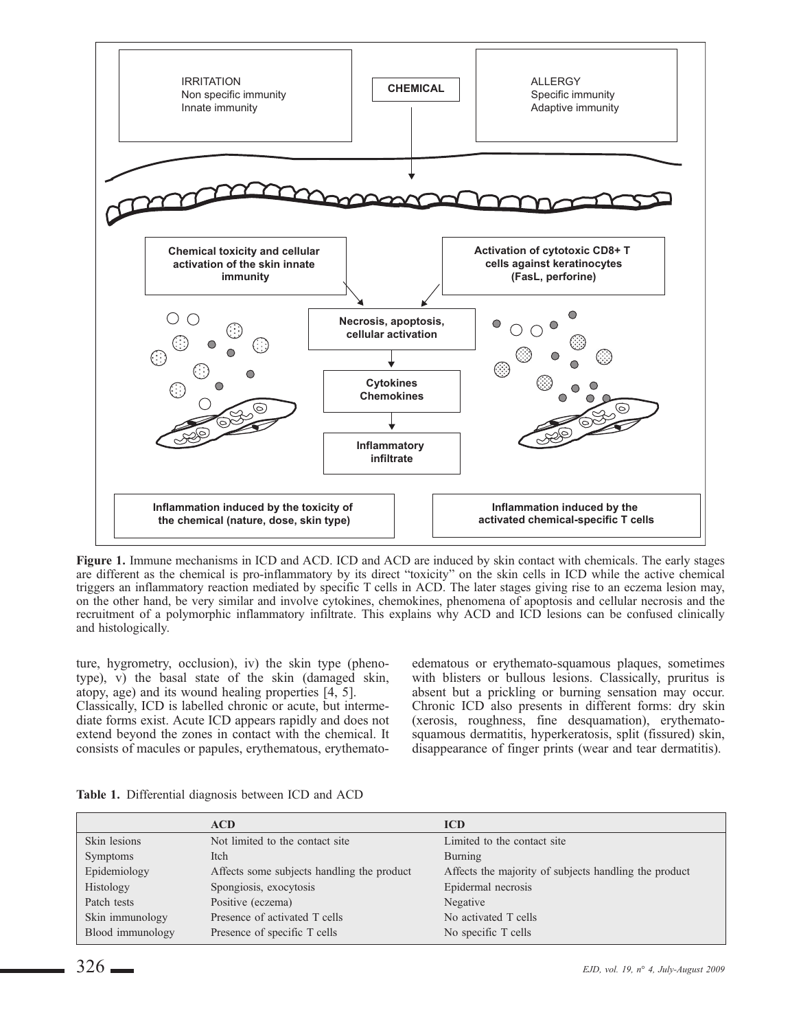**Figure 1.** Immune mechanisms in ICD and ACD. ICD and ACD are induced by skin contact with chemicals. The early stages are different as the chemical is pro-inflammatory by its direct "toxicity" on the skin cells in ICD while the active chemical triggers an inflammatory reaction mediated by specific T cells in ACD. The later stages giving rise to an eczema lesion may, on the other hand, be very similar and involve cytokines, chemokines, phenomena of apoptosis and cellular necrosis and the recruitment of a polymorphic inflammatory infiltrate. This explains why ACD and ICD lesions can be confused clinically and histologically.

ture, hygrometry, occlusion), iv) the skin type (phenotype), v) the basal state of the skin (damaged skin, atopy, age) and its wound healing properties [4, 5].

Classically, ICD is labelled chronic or acute, but intermediate forms exist. Acute ICD appears rapidly and does not extend beyond the zones in contact with the chemical. It consists of macules or papules, erythematous, erythemato-edematous or erythemato-squamous plaques, sometimes with blisters or bullous lesions. Classically, pruritus is absent but a prickling or burning sensation may occur. Chronic ICD also presents in different forms: dry skin (xerosis, roughness, fine desquamation), erythemato-squamous dermatitis, hyperkeratosis, split (fissured) skin, disappearance of finger prints (wear and tear dermatitis).

**Table 1.** Differential diagnosis between ICD and ACD

| | ACD | ICD |
|---|---|---|
| Skin lesions | Not limited to the contact site | Limited to the contact site |
| Symptoms | Itch | Burning |
| Epidemiology | Affects some subjects handling the product | Affects the majority of subjects handling the product |
| Histology | Spongiosis, exocytosis | Epidermal necrosis |
| Patch tests | Positive (eczema) | Negative |
| Skin immunology | Presence of activated T cells | No activated T cells |
| Blood immunology | Presence of specific T cells | No specific T cells |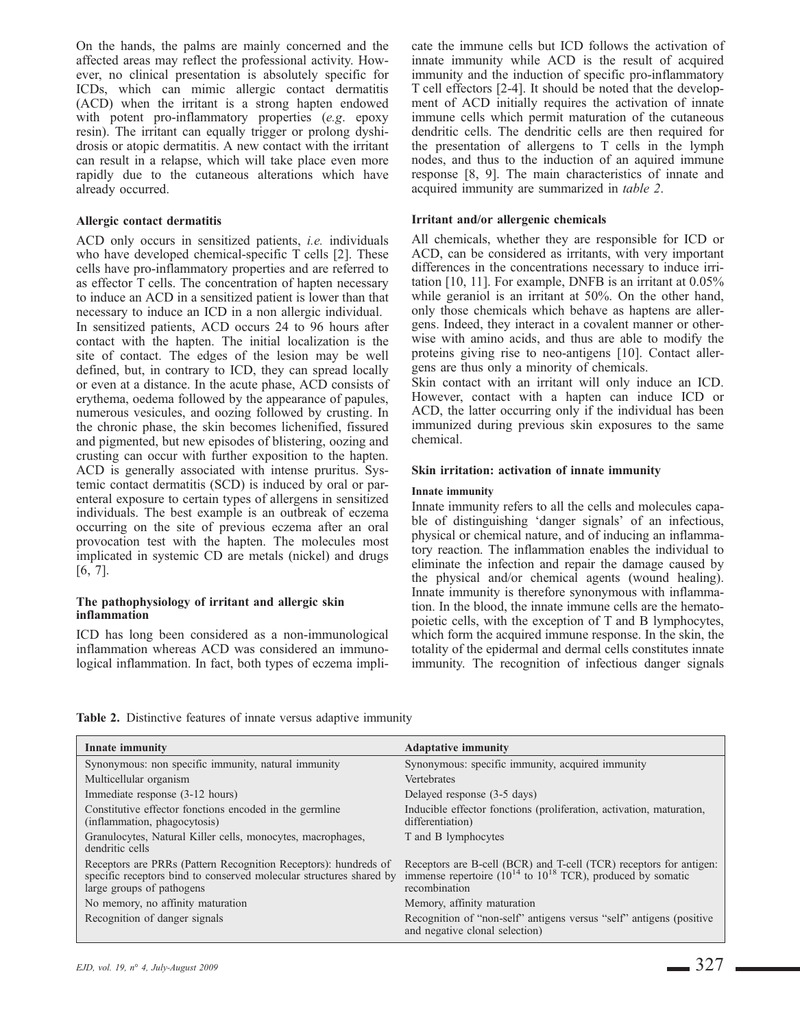On the hands, the palms are mainly concerned and the affected areas may reflect the professional activity. However, no clinical presentation is absolutely specific for ICDs, which can mimic allergic contact dermatitis (ACD) when the irritant is a strong hapten endowed with potent pro-inflammatory properties (*e.g.* epoxy resin). The irritant can equally trigger or prolong dyshidrosis or atopic dermatitis. A new contact with the irritant can result in a relapse, which will take place even more rapidly due to the cutaneous alterations which have already occurred.

**Allergic contact dermatitis**

ACD only occurs in sensitized patients, *i.e.* individuals who have developed chemical-specific T cells [2]. These cells have pro-inflammatory properties and are referred to as effector T cells. The concentration of hapten necessary to induce an ACD in a sensitized patient is lower than that necessary to induce an ICD in a non allergic individual.
In sensitized patients, ACD occurs 24 to 96 hours after contact with the hapten. The initial localization is the site of contact. The edges of the lesion may be well defined, but, in contrary to ICD, they can spread locally or even at a distance. In the acute phase, ACD consists of erythema, oedema followed by the appearance of papules, numerous vesicules, and oozing followed by crusting. In the chronic phase, the skin becomes lichenified, fissured and pigmented, but new episodes of blistering, oozing and crusting can occur with further exposition to the hapten. ACD is generally associated with intense pruritus. Systemic contact dermatitis (SCD) is induced by oral or parenteral exposure to certain types of allergens in sensitized individuals. The best example is an outbreak of eczema occurring on the site of previous eczema after an oral provocation test with the hapten. The molecules most implicated in systemic CD are metals (nickel) and drugs [6, 7].

**The pathophysiology of irritant and allergic skin inflammation**

ICD has long been considered as a non-immunological inflammation whereas ACD was considered an immunological inflammation. In fact, both types of eczema implicate the immune cells but ICD follows the activation of innate immunity while ACD is the result of acquired immunity and the induction of specific pro-inflammatory T cell effectors [2-4]. It should be noted that the development of ACD initially requires the activation of innate immune cells which permit maturation of the cutaneous dendritic cells. The dendritic cells are then required for the presentation of allergens to T cells in the lymph nodes, and thus to the induction of an aquired immune response [8, 9]. The main characteristics of innate and acquired immunity are summarized in *table 2*.

**Irritant and/or allergenic chemicals**

All chemicals, whether they are responsible for ICD or ACD, can be considered as irritants, with very important differences in the concentrations necessary to induce irritation [10, 11]. For example, DNFB is an irritant at 0.05% while geraniol is an irritant at 50%. On the other hand, only those chemicals which behave as haptens are allergens. Indeed, they interact in a covalent manner or otherwise with amino acids, and thus are able to modify the proteins giving rise to neo-antigens [10]. Contact allergens are thus only a minority of chemicals.
Skin contact with an irritant will only induce an ICD. However, contact with a hapten can induce ICD or ACD, the latter occurring only if the individual has been immunized during previous skin exposures to the same chemical.

**Skin irritation: activation of innate immunity**

**Innate immunity**

Innate immunity refers to all the cells and molecules capable of distinguishing 'danger signals' of an infectious, physical or chemical nature, and of inducing an inflammatory reaction. The inflammation enables the individual to eliminate the infection and repair the damage caused by the physical and/or chemical agents (wound healing). Innate immunity is therefore synonymous with inflammation. In the blood, the innate immune cells are the hematopoietic cells, with the exception of T and B lymphocytes, which form the acquired immune response. In the skin, the totality of the epidermal and dermal cells constitutes innate immunity. The recognition of infectious danger signals

**Table 2.** Distinctive features of innate versus adaptive immunity

| Innate immunity | Adaptative immunity |
|---|---|
| Synonymous: non specific immunity, natural immunity | Synonymous: specific immunity, acquired immunity |
| Multicellular organism | Vertebrates |
| Immediate response (3-12 hours) | Delayed response (3-5 days) |
| Constitutive effector fonctions encoded in the germline (inflammation, phagocytosis) | Inducible effector fonctions (proliferation, activation, maturation, differentiation) |
| Granulocytes, Natural Killer cells, monocytes, macrophages, dendritic cells | T and B lymphocytes |
| Receptors are PRRs (Pattern Recognition Receptors): hundreds of specific receptors bind to conserved molecular structures shared by large groups of pathogens | Receptors are B-cell (BCR) and T-cell (TCR) receptors for antigen: immense repertoire ($10^{14}$ to $10^{18}$ TCR), produced by somatic recombination |
| No memory, no affinity maturation | Memory, affinity maturation |
| Recognition of danger signals | Recognition of "non-self" antigens versus "self" antigens (positive and negative clonal selection) |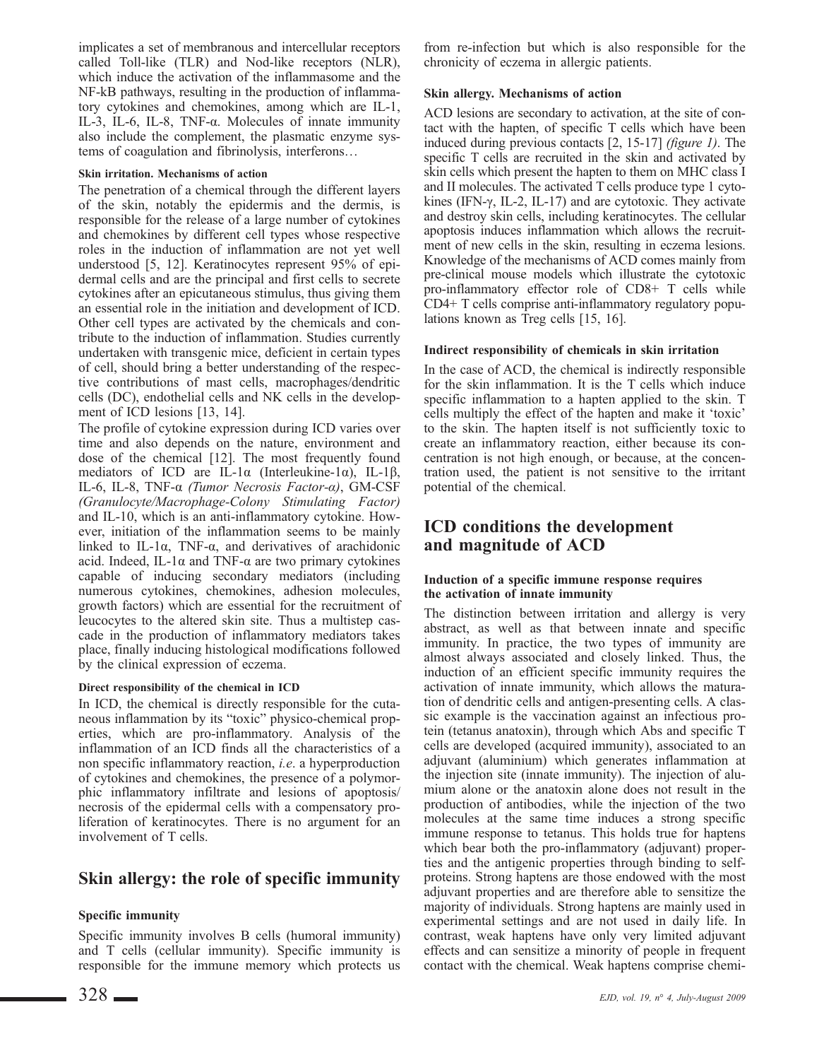implicates a set of membranous and intercellular receptors called Toll-like (TLR) and Nod-like receptors (NLR), which induce the activation of the inflammasome and the NF-kB pathways, resulting in the production of inflammatory cytokines and chemokines, among which are IL-1, IL-3, IL-6, IL-8, TNF-α. Molecules of innate immunity also include the complement, the plasmatic enzyme systems of coagulation and fibrinolysis, interferons…

#### Skin irritation. Mechanisms of action

The penetration of a chemical through the different layers of the skin, notably the epidermis and the dermis, is responsible for the release of a large number of cytokines and chemokines by different cell types whose respective roles in the induction of inflammation are not yet well understood [5, 12]. Keratinocytes represent 95% of epidermal cells and are the principal and first cells to secrete cytokines after an epicutaneous stimulus, thus giving them an essential role in the initiation and development of ICD. Other cell types are activated by the chemicals and contribute to the induction of inflammation. Studies currently undertaken with transgenic mice, deficient in certain types of cell, should bring a better understanding of the respective contributions of mast cells, macrophages/dendritic cells (DC), endothelial cells and NK cells in the development of ICD lesions [13, 14].

The profile of cytokine expression during ICD varies over time and also depends on the nature, environment and dose of the chemical [12]. The most frequently found mediators of ICD are IL-1α (Interleukine-1α), IL-1β, IL-6, IL-8, TNF-α *(Tumor Necrosis Factor-α)*, GM-CSF *(Granulocyte/Macrophage-Colony Stimulating Factor)* and IL-10, which is an anti-inflammatory cytokine. However, initiation of the inflammation seems to be mainly linked to IL-1α, TNF-α, and derivatives of arachidonic acid. Indeed, IL-1α and TNF-α are two primary cytokines capable of inducing secondary mediators (including numerous cytokines, chemokines, adhesion molecules, growth factors) which are essential for the recruitment of leucocytes to the altered skin site. Thus a multistep cascade in the production of inflammatory mediators takes place, finally inducing histological modifications followed by the clinical expression of eczema.

#### Direct responsibility of the chemical in ICD

In ICD, the chemical is directly responsible for the cutaneous inflammation by its "toxic" physico-chemical properties, which are pro-inflammatory. Analysis of the inflammation of an ICD finds all the characteristics of a non specific inflammatory reaction, *i.e*. a hyperproduction of cytokines and chemokines, the presence of a polymorphic inflammatory infiltrate and lesions of apoptosis/necrosis of the epidermal cells with a compensatory proliferation of keratinocytes. There is no argument for an involvement of T cells.

## Skin allergy: the role of specific immunity

#### Specific immunity

Specific immunity involves B cells (humoral immunity) and T cells (cellular immunity). Specific immunity is responsible for the immune memory which protects us from re-infection but which is also responsible for the chronicity of eczema in allergic patients.

#### Skin allergy. Mechanisms of action

ACD lesions are secondary to activation, at the site of contact with the hapten, of specific T cells which have been induced during previous contacts [2, 15-17] *(figure 1)*. The specific T cells are recruited in the skin and activated by skin cells which present the hapten to them on MHC class I and II molecules. The activated T cells produce type 1 cytokines (IFN-γ, IL-2, IL-17) and are cytotoxic. They activate and destroy skin cells, including keratinocytes. The cellular apoptosis induces inflammation which allows the recruitment of new cells in the skin, resulting in eczema lesions. Knowledge of the mechanisms of ACD comes mainly from pre-clinical mouse models which illustrate the cytotoxic pro-inflammatory effector role of CD8+ T cells while CD4+ T cells comprise anti-inflammatory regulatory populations known as Treg cells [15, 16].

#### Indirect responsibility of chemicals in skin irritation

In the case of ACD, the chemical is indirectly responsible for the skin inflammation. It is the T cells which induce specific inflammation to a hapten applied to the skin. T cells multiply the effect of the hapten and make it 'toxic' to the skin. The hapten itself is not sufficiently toxic to create an inflammatory reaction, either because its concentration is not high enough, or because, at the concentration used, the patient is not sensitive to the irritant potential of the chemical.

## ICD conditions the development and magnitude of ACD

#### Induction of a specific immune response requires the activation of innate immunity

The distinction between irritation and allergy is very abstract, as well as that between innate and specific immunity. In practice, the two types of immunity are almost always associated and closely linked. Thus, the induction of an efficient specific immunity requires the activation of innate immunity, which allows the maturation of dendritic cells and antigen-presenting cells. A classic example is the vaccination against an infectious protein (tetanus anatoxin), through which Abs and specific T cells are developed (acquired immunity), associated to an adjuvant (aluminium) which generates inflammation at the injection site (innate immunity). The injection of aluminium alone or the anatoxin alone does not result in the production of antibodies, while the injection of the two molecules at the same time induces a strong specific immune response to tetanus. This holds true for haptens which bear both the pro-inflammatory (adjuvant) properties and the antigenic properties through binding to self-proteins. Strong haptens are those endowed with the most adjuvant properties and are therefore able to sensitize the majority of individuals. Strong haptens are mainly used in experimental settings and are not used in daily life. In contrast, weak haptens have only very limited adjuvant effects and can sensitize a minority of people in frequent contact with the chemical. Weak haptens comprise chemi-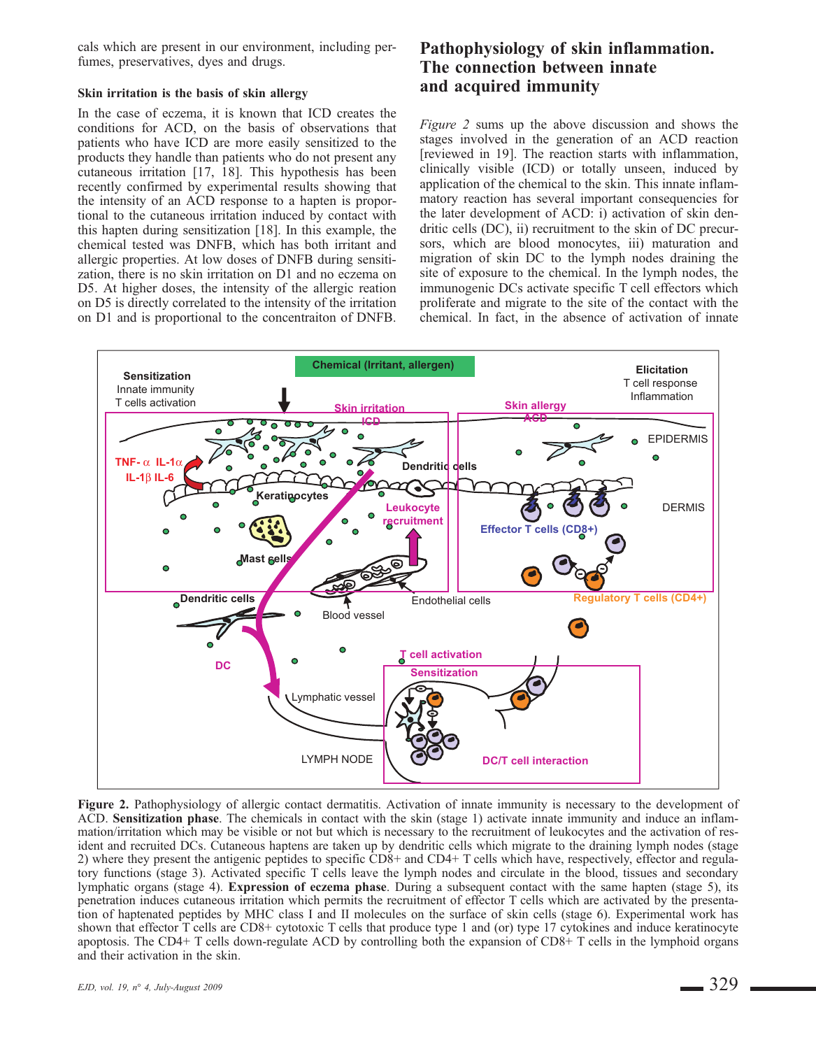cals which are present in our environment, including perfumes, preservatives, dyes and drugs.

#### Skin irritation is the basis of skin allergy

In the case of eczema, it is known that ICD creates the conditions for ACD, on the basis of observations that patients who have ICD are more easily sensitized to the products they handle than patients who do not present any cutaneous irritation [17, 18]. This hypothesis has been recently confirmed by experimental results showing that the intensity of an ACD response to a hapten is proportional to the cutaneous irritation induced by contact with this hapten during sensitization [18]. In this example, the chemical tested was DNFB, which has both irritant and allergic properties. At low doses of DNFB during sensitization, there is no skin irritation on D1 and no eczema on D5. At higher doses, the intensity of the allergic reation on D5 is directly correlated to the intensity of the irritation on D1 and is proportional to the concentraiton of DNFB.

## Pathophysiology of skin inflammation. The connection between innate and acquired immunity

*Figure 2* sums up the above discussion and shows the stages involved in the generation of an ACD reaction [reviewed in 19]. The reaction starts with inflammation, clinically visible (ICD) or totally unseen, induced by application of the chemical to the skin. This innate inflammatory reaction has several important consequencies for the later development of ACD: i) activation of skin dendritic cells (DC), ii) recruitment to the skin of DC precursors, which are blood monocytes, iii) maturation and migration of skin DC to the lymph nodes draining the site of exposure to the chemical. In the lymph nodes, the immunogenic DCs activate specific T cell effectors which proliferate and migrate to the site of the contact with the chemical. In fact, in the absence of activation of innate

**Figure 2.** Pathophysiology of allergic contact dermatitis. Activation of innate immunity is necessary to the development of ACD. **Sensitization phase**. The chemicals in contact with the skin (stage 1) activate innate immunity and induce an inflammation/irritation which may be visible or not but which is necessary to the recruitment of leukocytes and the activation of resident and recruited DCs. Cutaneous haptens are taken up by dendritic cells which migrate to the draining lymph nodes (stage 2) where they present the antigenic peptides to specific CD8+ and CD4+ T cells which have, respectively, effector and regulatory functions (stage 3). Activated specific T cells leave the lymph nodes and circulate in the blood, tissues and secondary lymphatic organs (stage 4). **Expression of eczema phase**. During a subsequent contact with the same hapten (stage 5), its penetration induces cutaneous irritation which permits the recruitment of effector T cells which are activated by the presentation of haptenated peptides by MHC class I and II molecules on the surface of skin cells (stage 6). Experimental work has shown that effector T cells are CD8+ cytotoxic T cells that produce type 1 and (or) type 17 cytokines and induce keratinocyte apoptosis. The CD4+ T cells down-regulate ACD by controlling both the expansion of CD8+ T cells in the lymphoid organs and their activation in the skin.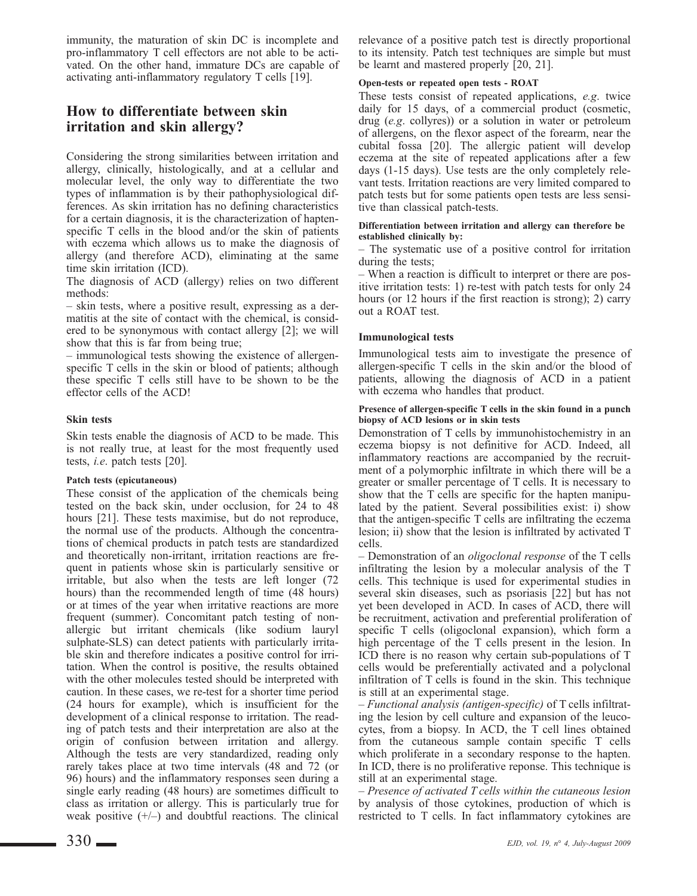immunity, the maturation of skin DC is incomplete and pro-inflammatory T cell effectors are not able to be activated. On the other hand, immature DCs are capable of activating anti-inflammatory regulatory T cells [19].

## How to differentiate between skin irritation and skin allergy?

Considering the strong similarities between irritation and allergy, clinically, histologically, and at a cellular and molecular level, the only way to differentiate the two types of inflammation is by their pathophysiological differences. As skin irritation has no defining characteristics for a certain diagnosis, it is the characterization of hapten-specific T cells in the blood and/or the skin of patients with eczema which allows us to make the diagnosis of allergy (and therefore ACD), eliminating at the same time skin irritation (ICD).

The diagnosis of ACD (allergy) relies on two different methods:

– skin tests, where a positive result, expressing as a dermatitis at the site of contact with the chemical, is considered to be synonymous with contact allergy [2]; we will show that this is far from being true;

– immunological tests showing the existence of allergen-specific T cells in the skin or blood of patients; although these specific T cells still have to be shown to be the effector cells of the ACD!

### Skin tests

Skin tests enable the diagnosis of ACD to be made. This is not really true, at least for the most frequently used tests, *i.e.* patch tests [20].

#### Patch tests (epicutaneous)

These consist of the application of the chemicals being tested on the back skin, under occlusion, for 24 to 48 hours [21]. These tests maximise, but do not reproduce, the normal use of the products. Although the concentrations of chemical products in patch tests are standardized and theoretically non-irritant, irritation reactions are frequent in patients whose skin is particularly sensitive or irritable, but also when the tests are left longer (72 hours) than the recommended length of time (48 hours) or at times of the year when irritative reactions are more frequent (summer). Concomitant patch testing of non-allergic but irritant chemicals (like sodium lauryl sulphate-SLS) can detect patients with particularly irritable skin and therefore indicates a positive control for irritation. When the control is positive, the results obtained with the other molecules tested should be interpreted with caution. In these cases, we re-test for a shorter time period (24 hours for example), which is insufficient for the development of a clinical response to irritation. The reading of patch tests and their interpretation are also at the origin of confusion between irritation and allergy. Although the tests are very standardized, reading only rarely takes place at two time intervals (48 and 72 (or 96) hours) and the inflammatory responses seen during a single early reading (48 hours) are sometimes difficult to class as irritation or allergy. This is particularly true for weak positive (+/–) and doubtful reactions. The clinical relevance of a positive patch test is directly proportional to its intensity. Patch test techniques are simple but must be learnt and mastered properly [20, 21].

#### Open-tests or repeated open tests - ROAT

These tests consist of repeated applications, *e.g.* twice daily for 15 days, of a commercial product (cosmetic, drug (*e.g.* collyres)) or a solution in water or petroleum of allergens, on the flexor aspect of the forearm, near the cubital fossa [20]. The allergic patient will develop eczema at the site of repeated applications after a few days (1-15 days). Use tests are the only completely relevant tests. Irritation reactions are very limited compared to patch tests but for some patients open tests are less sensitive than classical patch-tests.

**Differentiation between irritation and allergy can therefore be established clinically by:**

– The systematic use of a positive control for irritation during the tests;

– When a reaction is difficult to interpret or there are positive irritation tests: 1) re-test with patch tests for only 24 hours (or 12 hours if the first reaction is strong); 2) carry out a ROAT test.

### Immunological tests

Immunological tests aim to investigate the presence of allergen-specific T cells in the skin and/or the blood of patients, allowing the diagnosis of ACD in a patient with eczema who handles that product.

#### Presence of allergen-specific T cells in the skin found in a punch biopsy of ACD lesions or in skin tests

Demonstration of T cells by immunohistochemistry in an eczema biopsy is not definitive for ACD. Indeed, all inflammatory reactions are accompanied by the recruitment of a polymorphic infiltrate in which there will be a greater or smaller percentage of T cells. It is necessary to show that the T cells are specific for the hapten manipulated by the patient. Several possibilities exist: i) show that the antigen-specific T cells are infiltrating the eczema lesion; ii) show that the lesion is infiltrated by activated T cells.

– Demonstration of an *oligoclonal response* of the T cells infiltrating the lesion by a molecular analysis of the T cells. This technique is used for experimental studies in several skin diseases, such as psoriasis [22] but has not yet been developed in ACD. In cases of ACD, there will be recruitment, activation and preferential proliferation of specific T cells (oligoclonal expansion), which form a high percentage of the T cells present in the lesion. In ICD there is no reason why certain sub-populations of T cells would be preferentially activated and a polyclonal infiltration of T cells is found in the skin. This technique is still at an experimental stage.

– *Functional analysis (antigen-specific)* of T cells infiltrating the lesion by cell culture and expansion of the leucocytes, from a biopsy. In ACD, the T cell lines obtained from the cutaneous sample contain specific T cells which proliferate in a secondary response to the hapten. In ICD, there is no proliferative reponse. This technique is still at an experimental stage.

– *Presence of activated T cells within the cutaneous lesion* by analysis of those cytokines, production of which is restricted to T cells. In fact inflammatory cytokines are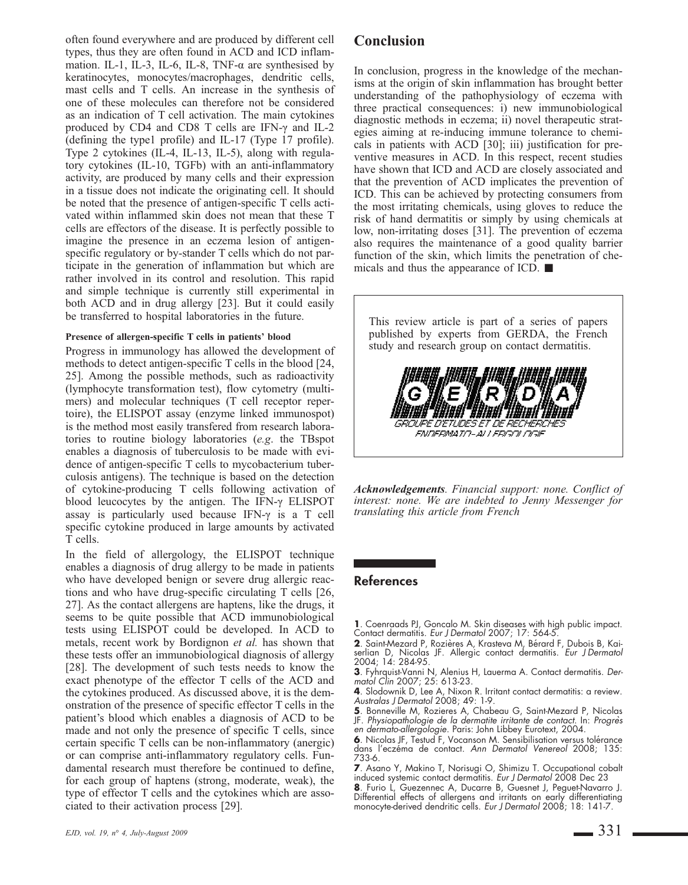often found everywhere and are produced by different cell types, thus they are often found in ACD and ICD inflammation. IL-1, IL-3, IL-6, IL-8, TNF-α are synthesised by keratinocytes, monocytes/macrophages, dendritic cells, mast cells and T cells. An increase in the synthesis of one of these molecules can therefore not be considered as an indication of T cell activation. The main cytokines produced by CD4 and CD8 T cells are IFN-γ and IL-2 (defining the type1 profile) and IL-17 (Type 17 profile). Type 2 cytokines (IL-4, IL-13, IL-5), along with regulatory cytokines (IL-10, TGFb) with an anti-inflammatory activity, are produced by many cells and their expression in a tissue does not indicate the originating cell. It should be noted that the presence of antigen-specific T cells activated within inflammed skin does not mean that these T cells are effectors of the disease. It is perfectly possible to imagine the presence in an eczema lesion of antigen-specific regulatory or by-stander T cells which do not participate in the generation of inflammation but which are rather involved in its control and resolution. This rapid and simple technique is currently still experimental in both ACD and in drug allergy [23]. But it could easily be transferred to hospital laboratories in the future.

#### Presence of allergen-specific T cells in patients' blood

Progress in immunology has allowed the development of methods to detect antigen-specific T cells in the blood [24, 25]. Among the possible methods, such as radioactivity (lymphocyte transformation test), flow cytometry (multimers) and molecular techniques (T cell receptor repertoire), the ELISPOT assay (enzyme linked immunospot) is the method most easily transfered from research laboratories to routine biology laboratories (*e.g.* the TBspot enables a diagnosis of tuberculosis to be made with evidence of antigen-specific T cells to mycobacterium tuberculosis antigens). The technique is based on the detection of cytokine-producing T cells following activation of blood leucocytes by the antigen. The IFN-γ ELISPOT assay is particularly used because IFN-γ is a T cell specific cytokine produced in large amounts by activated T cells.

In the field of allergology, the ELISPOT technique enables a diagnosis of drug allergy to be made in patients who have developed benign or severe drug allergic reactions and who have drug-specific circulating T cells [26, 27]. As the contact allergens are haptens, like the drugs, it seems to be quite possible that ACD immunobiological tests using ELISPOT could be developed. In ACD to metals, recent work by Bordignon *et al.* has shown that these tests offer an immunobiological diagnosis of allergy [28]. The development of such tests needs to know the exact phenotype of the effector T cells of the ACD and the cytokines produced. As discussed above, it is the demonstration of the presence of specific effector T cells in the patient's blood which enables a diagnosis of ACD to be made and not only the presence of specific T cells, since certain specific T cells can be non-inflammatory (anergic) or can comprise anti-inflammatory regulatory cells. Fundamental research must therefore be continued to define, for each group of haptens (strong, moderate, weak), the type of effector T cells and the cytokines which are associated to their activation process [29].

## Conclusion

In conclusion, progress in the knowledge of the mechanisms at the origin of skin inflammation has brought better understanding of the pathophysiology of eczema with three practical consequences: i) new immunobiological diagnostic methods in eczema; ii) novel therapeutic strategies aiming at re-inducing immune tolerance to chemicals in patients with ACD [30]; iii) justification for preventive measures in ACD. In this respect, recent studies have shown that ICD and ACD are closely associated and that the prevention of ACD implicates the prevention of ICD. This can be achieved by protecting consumers from the most irritating chemicals, using gloves to reduce the risk of hand dermatitis or simply by using chemicals at low, non-irritating doses [31]. The prevention of eczema also requires the maintenance of a good quality barrier function of the skin, which limits the penetration of chemicals and thus the appearance of ICD. ■

This review article is part of a series of papers published by experts from GERDA, the French study and research group on contact dermatitis.

GERDA

GROUPE D'ETUDES ET DE RECHERCHES EN DERMATO-ALLERGOLOGIE

***Acknowledgements****. Financial support: none. Conflict of interest: none. We are indebted to Jenny Messenger for translating this article from French*

## References

**1**. Coenraads PJ, Goncalo M. Skin diseases with high public impact. Contact dermatitis. *Eur J Dermatol* 2007; 17: 564-5.

**2**. Saint-Mezard P, Rozières A, Krasteva M, Bérard F, Dubois B, Kaiserlian D, Nicolas JF. Allergic contact dermatitis. *Eur J Dermatol* 2004; 14: 284-95.

**3**. Fyhrquist-Vanni N, Alenius H, Lauerma A. Contact dermatitis. *Dermatol Clin* 2007; 25: 613-23.

**4**. Slodownik D, Lee A, Nixon R. Irritant contact dermatitis: a review. *Australas J Dermatol* 2008; 49: 1-9.

**5**. Bonneville M, Rozieres A, Chabeau G, Saint-Mezard P, Nicolas JF. *Physiopathologie de la dermatite irritante de contact*. In: *Progrès en dermato-allergologie*. Paris: John Libbey Eurotext, 2004.

**6**. Nicolas JF, Testud F, Vocanson M. Sensibilisation versus tolérance dans l'eczéma de contact. *Ann Dermatol Venereol* 2008; 135: 733-6.

**7**. Asano Y, Makino T, Norisugi O, Shimizu T. Occupational cobalt induced systemic contact dermatitis. *Eur J Dermatol* 2008 Dec 23

**8**. Furio L, Guezennec A, Ducarre B, Guesnet J, Peguet-Navarro J. Differential effects of allergens and irritants on early differentiating monocyte-derived dendritic cells. *Eur J Dermatol* 2008; 18: 141-7.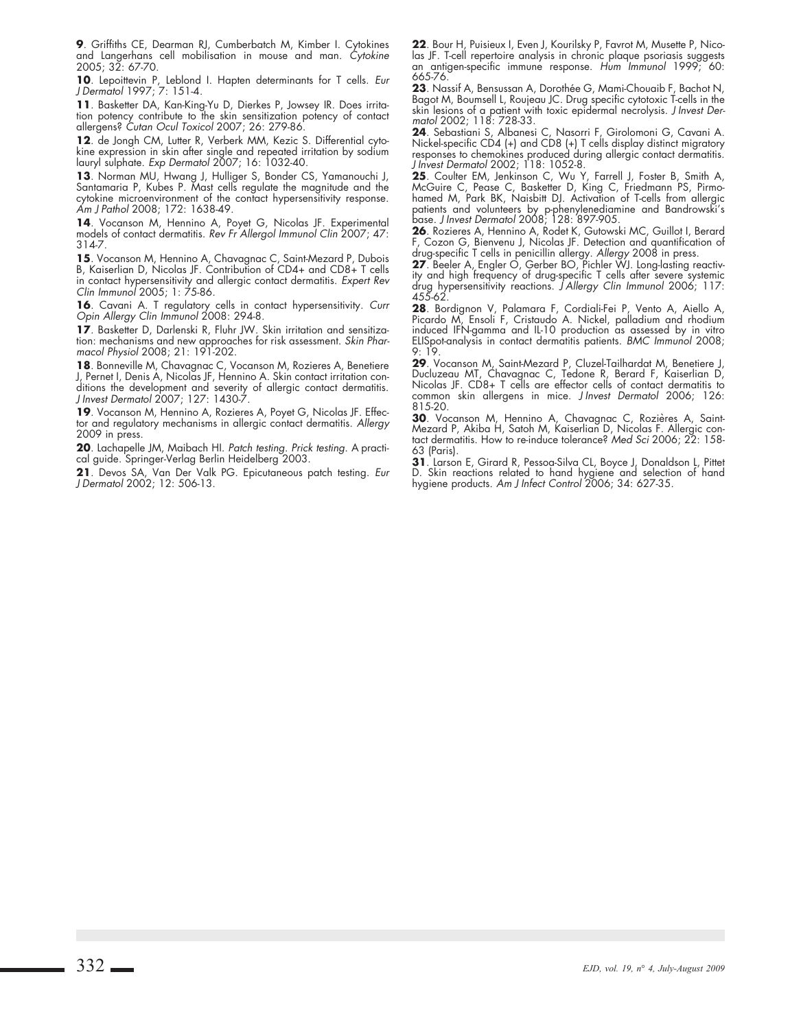**9**. Griffiths CE, Dearman RJ, Cumberbatch M, Kimber I. Cytokines and Langerhans cell mobilisation in mouse and man. *Cytokine* 2005; 32: 67-70.

**10**. Lepoittevin P, Leblond I. Hapten determinants for T cells. *Eur J Dermatol* 1997; 7: 151-4.

**11**. Basketter DA, Kan-King-Yu D, Dierkes P, Jowsey IR. Does irritation potency contribute to the skin sensitization potency of contact allergens? *Cutan Ocul Toxicol* 2007; 26: 279-86.

**12**. de Jongh CM, Lutter R, Verberk MM, Kezic S. Differential cytokine expression in skin after single and repeated irritation by sodium lauryl sulphate. *Exp Dermatol* 2007; 16: 1032-40.

**13**. Norman MU, Hwang J, Hulliger S, Bonder CS, Yamanouchi J, Santamaria P, Kubes P. Mast cells regulate the magnitude and the cytokine microenvironment of the contact hypersensitivity response. *Am J Pathol* 2008; 172: 1638-49.

**14**. Vocanson M, Hennino A, Poyet G, Nicolas JF. Experimental models of contact dermatitis. *Rev Fr Allergol Immunol Clin* 2007; 47: 314-7.

**15**. Vocanson M, Hennino A, Chavagnac C, Saint-Mezard P, Dubois B, Kaiserlian D, Nicolas JF. Contribution of CD4+ and CD8+ T cells in contact hypersensitivity and allergic contact dermatitis. *Expert Rev Clin Immunol* 2005; 1: 75-86.

**16**. Cavani A. T regulatory cells in contact hypersensitivity. *Curr Opin Allergy Clin Immunol* 2008: 294-8.

**17**. Basketter D, Darlenski R, Fluhr JW. Skin irritation and sensitization: mechanisms and new approaches for risk assessment. *Skin Pharmacol Physiol* 2008; 21: 191-202.

**18**. Bonneville M, Chavagnac C, Vocanson M, Rozieres A, Benetiere J, Pernet I, Denis A, Nicolas JF, Hennino A. Skin contact irritation conditions the development and severity of allergic contact dermatitis. *J Invest Dermatol* 2007; 127: 1430-7.

**19**. Vocanson M, Hennino A, Rozieres A, Poyet G, Nicolas JF. Effector and regulatory mechanisms in allergic contact dermatitis. *Allergy* 2009 in press.

**20**. Lachapelle JM, Maibach HI. *Patch testing. Prick testing.* A practical guide. Springer-Verlag Berlin Heidelberg 2003.

**21**. Devos SA, Van Der Valk PG. Epicutaneous patch testing. *Eur J Dermatol* 2002; 12: 506-13.

**22**. Bour H, Puisieux I, Even J, Kourilsky P, Favrot M, Musette P, Nicolas JF. T-cell repertoire analysis in chronic plaque psoriasis suggests an antigen-specific immune response. *Hum Immunol* 1999; 60: 665-76.

**23**. Nassif A, Bensussan A, Dorothée G, Mami-Chouaib F, Bachot N, Bagot M, Boumsell L, Roujeau JC. Drug specific cytotoxic T-cells in the skin lesions of a patient with toxic epidermal necrolysis. *J Invest Dermatol* 2002; 118: 728-33.

**24**. Sebastiani S, Albanesi C, Nasorri F, Girolomoni G, Cavani A. Nickel-specific CD4 (+) and CD8 (+) T cells display distinct migratory responses to chemokines produced during allergic contact dermatitis. *J Invest Dermatol* 2002; 118: 1052-8.

**25**. Coulter EM, Jenkinson C, Wu Y, Farrell J, Foster B, Smith A, McGuire C, Pease C, Basketter D, King C, Friedmann PS, Pirmohamed M, Park BK, Naisbitt DJ. Activation of T-cells from allergic patients and volunteers by p-phenylenediamine and Bandrowski's base. *J Invest Dermatol* 2008; 128: 897-905.

**26**. Rozieres A, Hennino A, Rodet K, Gutowski MC, Guillot I, Berard F, Cozon G, Bienvenu J, Nicolas JF. Detection and quantification of drug-specific T cells in penicillin allergy. *Allergy* 2008 in press.

**27**. Beeler A, Engler O, Gerber BO, Pichler WJ. Long-lasting reactivity and high frequency of drug-specific T cells after severe systemic drug hypersensitivity reactions. *J Allergy Clin Immunol* 2006; 117: 455-62.

**28**. Bordignon V, Palamara F, Cordiali-Fei P, Vento A, Aiello A, Picardo M, Ensoli F, Cristaudo A. Nickel, palladium and rhodium induced IFN-gamma and IL-10 production as assessed by in vitro ELISpot-analysis in contact dermatitis patients. *BMC Immunol* 2008; 9: 19.

**29**. Vocanson M, Saint-Mezard P, Cluzel-Tailhardat M, Benetiere J, Ducluzeau MT, Chavagnac C, Tedone R, Berard F, Kaiserlian D, Nicolas JF. CD8+ T cells are effector cells of contact dermatitis to common skin allergens in mice. *J Invest Dermatol* 2006; 126: 815-20.

**30**. Vocanson M, Hennino A, Chavagnac C, Rozières A, Saint-Mezard P, Akiba H, Satoh M, Kaiserlian D, Nicolas F. Allergic contact dermatitis. How to re-induce tolerance? *Med Sci* 2006; 22: 158-63 (Paris).

**31**. Larson E, Girard R, Pessoa-Silva CL, Boyce J, Donaldson L, Pittet D. Skin reactions related to hand hygiene and selection of hand hygiene products. *Am J Infect Control* 2006; 34: 627-35.